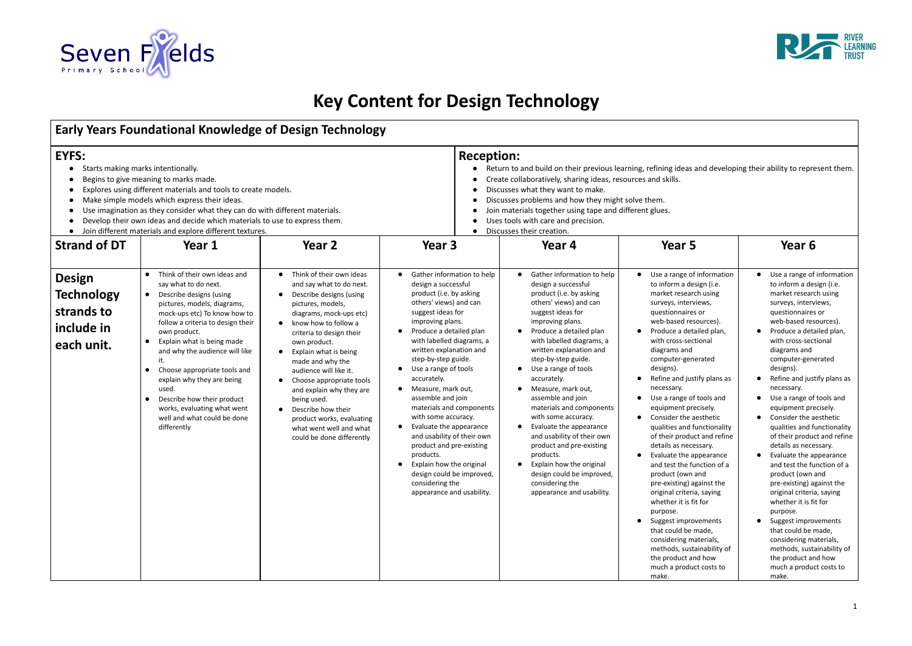# Key Content for Design Technology

## Early Years Foundational Knowledge of Design Technology

**EYFS:**

- Starts making marks intentionally.
- Begins to give meaning to marks made.
- Explores using different materials and tools to create models.
- Make simple models which express their ideas.
- Use imagination as they consider what they can do with different materials.
- Develop their own ideas and decide which materials to use to express them.
- Join different materials and explore different textures.

**Reception:**

- Return to and build on their previous learning, refining ideas and developing their ability to represent them.
- Create collaboratively, sharing ideas, resources and skills.
- Discusses what they want to make.
- Discusses problems and how they might solve them.
- Join materials together using tape and different glues.
- Uses tools with care and precision.
- Discusses their creation.

| Strand of DT | Year 1 | Year 2 | Year 3 | Year 4 | Year 5 | Year 6 |
|---|---|---|---|---|---|---|
| **Design Technology strands to include in each unit.** | • Think of their own ideas and say what to do next.<br>• Describe designs (using pictures, models, diagrams, mock-ups etc) To know how to follow a criteria to design their own product.<br>• Explain what is being made and why the audience will like it.<br>• Choose appropriate tools and explain why they are being used.<br>• Describe how their product works, evaluating what went well and what could be done differently | • Think of their own ideas and say what to do next.<br>• Describe designs (using pictures, models, diagrams, mock-ups etc)<br>• know how to follow a criteria to design their own product.<br>• Explain what is being made and why the audience will like it.<br>• Choose appropriate tools and explain why they are being used.<br>• Describe how their product works, evaluating what went well and what could be done differently | • Gather information to help design a successful product (i.e. by asking others' views) and can suggest ideas for improving plans.<br>• Produce a detailed plan with labelled diagrams, a written explanation and step-by-step guide.<br>• Use a range of tools accurately.<br>• Measure, mark out, assemble and join materials and components with some accuracy.<br>• Evaluate the appearance and usability of their own product and pre-existing products.<br>• Explain how the original design could be improved, considering the appearance and usability. | • Gather information to help design a successful product (i.e. by asking others' views) and can suggest ideas for improving plans.<br>• Produce a detailed plan with labelled diagrams, a written explanation and step-by-step guide.<br>• Use a range of tools accurately.<br>• Measure, mark out, assemble and join materials and components with some accuracy.<br>• Evaluate the appearance and usability of their own product and pre-existing products.<br>• Explain how the original design could be improved, considering the appearance and usability. | • Use a range of information to inform a design (i.e. market research using surveys, interviews, questionnaires or web-based resources).<br>• Produce a detailed plan, with cross-sectional diagrams and computer-generated designs).<br>• Refine and justify plans as necessary.<br>• Use a range of tools and equipment precisely.<br>• Consider the aesthetic qualities and functionality of their product and refine details as necessary.<br>• Evaluate the appearance and test the function of a product (own and pre-existing) against the original criteria, saying whether it is fit for purpose.<br>• Suggest improvements that could be made, considering materials, methods, sustainability of the product and how much a product costs to make. | • Use a range of information to inform a design (i.e. market research using surveys, interviews, questionnaires or web-based resources).<br>• Produce a detailed plan, with cross-sectional diagrams and computer-generated designs).<br>• Refine and justify plans as necessary.<br>• Use a range of tools and equipment precisely.<br>• Consider the aesthetic qualities and functionality of their product and refine details as necessary.<br>• Evaluate the appearance and test the function of a product (own and pre-existing) against the original criteria, saying whether it is fit for purpose.<br>• Suggest improvements that could be made, considering materials, methods, sustainability of the product and how much a product costs to make. |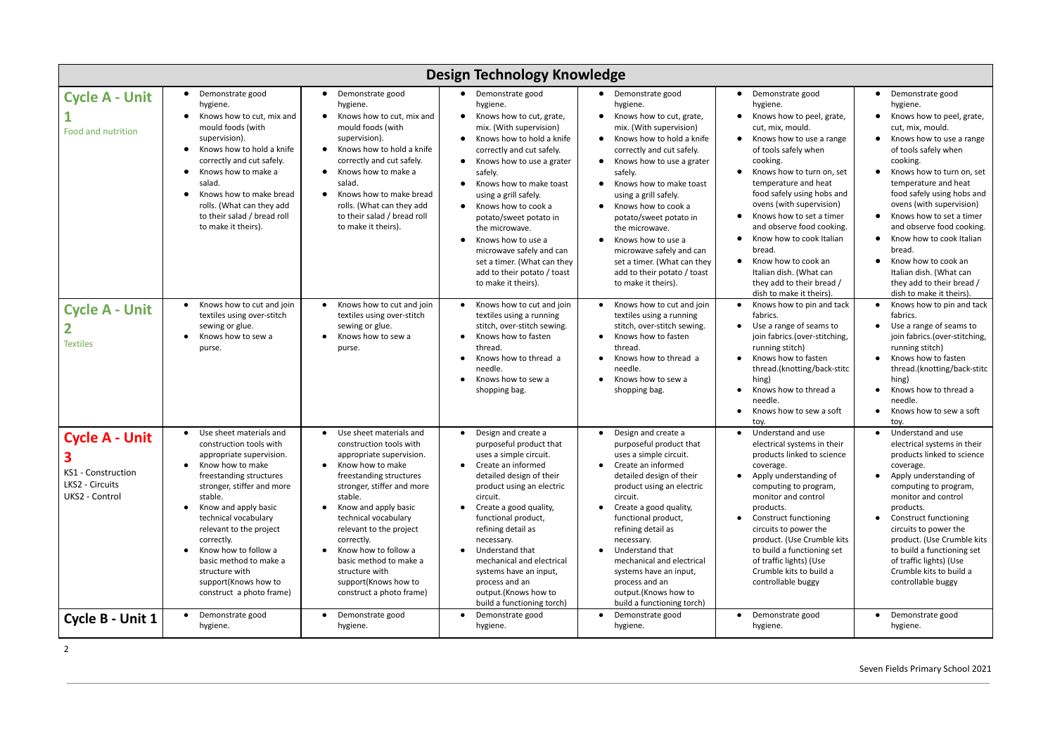# Design Technology Knowledge

| | | | | | | |
|---|---|---|---|---|---|---|
| **Cycle A - Unit 1**<br>Food and nutrition | • Demonstrate good hygiene.<br>• Knows how to cut, mix and mould foods (with supervision).<br>• Knows how to hold a knife correctly and cut safely.<br>• Knows how to make a salad.<br>• Knows how to make bread rolls. (What can they add to their salad / bread roll to make it theirs). | • Demonstrate good hygiene.<br>• Knows how to cut, mix and mould foods (with supervision).<br>• Knows how to hold a knife correctly and cut safely.<br>• Knows how to make a salad.<br>• Knows how to make bread rolls. (What can they add to their salad / bread roll to make it theirs). | • Demonstrate good hygiene.<br>• Knows how to cut, grate, mix. (With supervision)<br>• Knows how to hold a knife correctly and cut safely.<br>• Knows how to use a grater safely.<br>• Knows how to make toast using a grill safely.<br>• Knows how to cook a potato/sweet potato in the microwave.<br>• Knows how to use a microwave safely and can set a timer. (What can they add to their potato / toast to make it theirs). | • Demonstrate good hygiene.<br>• Knows how to cut, grate, mix. (With supervision)<br>• Knows how to hold a knife correctly and cut safely.<br>• Knows how to use a grater safely.<br>• Knows how to make toast using a grill safely.<br>• Knows how to cook a potato/sweet potato in the microwave.<br>• Knows how to use a microwave safely and can set a timer. (What can they add to their potato / toast to make it theirs). | • Demonstrate good hygiene.<br>• Knows how to peel, grate, cut, mix, mould.<br>• Knows how to use a range of tools safely when cooking.<br>• Knows how to turn on, set temperature and heat food safely using hobs and ovens (with supervision)<br>• Knows how to set a timer and observe food cooking.<br>• Know how to cook Italian bread.<br>• Know how to cook an Italian dish. (What can they add to their bread / dish to make it theirs). | • Demonstrate good hygiene.<br>• Knows how to peel, grate, cut, mix, mould.<br>• Knows how to use a range of tools safely when cooking.<br>• Knows how to turn on, set temperature and heat food safely using hobs and ovens (with supervision)<br>• Knows how to set a timer and observe food cooking.<br>• Know how to cook Italian bread.<br>• Know how to cook an Italian dish. (What can they add to their bread / dish to make it theirs). |
| **Cycle A - Unit 2**<br>Textiles | • Knows how to cut and join textiles using over-stitch sewing or glue.<br>• Knows how to sew a purse. | • Knows how to cut and join textiles using over-stitch sewing or glue.<br>• Knows how to sew a purse. | • Knows how to cut and join textiles using a running stitch, over-stitch sewing.<br>• Knows how to fasten thread.<br>• Knows how to thread a needle.<br>• Knows how to sew a shopping bag. | • Knows how to cut and join textiles using a running stitch, over-stitch sewing.<br>• Knows how to fasten thread.<br>• Knows how to thread a needle.<br>• Knows how to sew a shopping bag. | • Knows how to pin and tack fabrics.<br>• Use a range of seams to join fabrics.(over-stitching, running stitch)<br>• Knows how to fasten thread.(knotting/back-stitching)<br>• Knows how to thread a needle.<br>• Knows how to sew a soft toy. | • Knows how to pin and tack fabrics.<br>• Use a range of seams to join fabrics.(over-stitching, running stitch)<br>• Knows how to fasten thread.(knotting/back-stitching)<br>• Knows how to thread a needle.<br>• Knows how to sew a soft toy. |
| **Cycle A - Unit 3**<br>KS1 - Construction<br>LKS2 - Circuits<br>UKS2 - Control | • Use sheet materials and construction tools with appropriate supervision.<br>• Know how to make freestanding structures stronger, stiffer and more stable.<br>• Know and apply basic technical vocabulary relevant to the project correctly.<br>• Know how to follow a basic method to make a structure with support(Knows how to construct a photo frame) | • Use sheet materials and construction tools with appropriate supervision.<br>• Know how to make freestanding structures stronger, stiffer and more stable.<br>• Know and apply basic technical vocabulary relevant to the project correctly.<br>• Know how to follow a basic method to make a structure with support(Knows how to construct a photo frame) | • Design and create a purposeful product that uses a simple circuit.<br>• Create an informed detailed design of their product using an electric circuit.<br>• Create a good quality, functional product, refining detail as necessary.<br>• Understand that mechanical and electrical systems have an input, process and an output.(Knows how to build a functioning torch) | • Design and create a purposeful product that uses a simple circuit.<br>• Create an informed detailed design of their product using an electric circuit.<br>• Create a good quality, functional product, refining detail as necessary.<br>• Understand that mechanical and electrical systems have an input, process and an output.(Knows how to build a functioning torch) | • Understand and use electrical systems in their products linked to science coverage.<br>• Apply understanding of computing to program, monitor and control products.<br>• Construct functioning circuits to power the product. (Use Crumble kits to build a functioning set of traffic lights) (Use Crumble kits to build a controllable buggy | • Understand and use electrical systems in their products linked to science coverage.<br>• Apply understanding of computing to program, monitor and control products.<br>• Construct functioning circuits to power the product. (Use Crumble kits to build a functioning set of traffic lights) (Use Crumble kits to build a controllable buggy |
| **Cycle B - Unit 1** | • Demonstrate good hygiene. | • Demonstrate good hygiene. | • Demonstrate good hygiene. | • Demonstrate good hygiene. | • Demonstrate good hygiene. | • Demonstrate good hygiene. |

Seven Fields Primary School 2021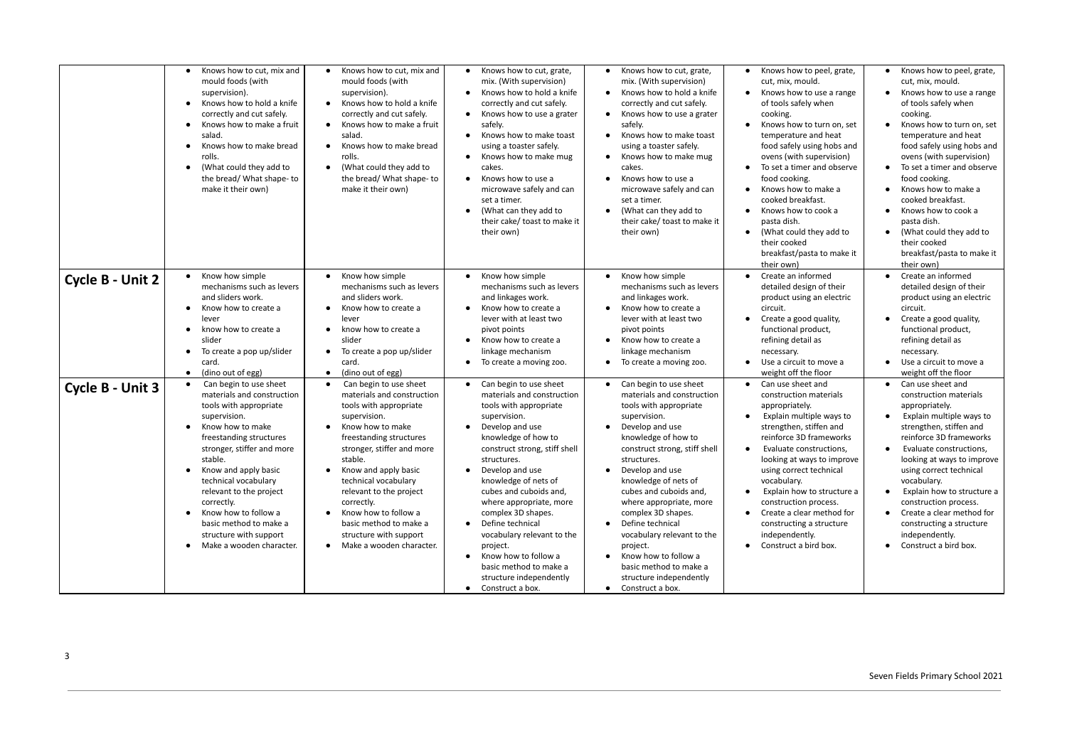| | | | | | | |
|---|---|---|---|---|---|---|
| | • Knows how to cut, mix and mould foods (with supervision).<br>• Knows how to hold a knife correctly and cut safely.<br>• Knows how to make a fruit salad.<br>• Knows how to make bread rolls.<br>• (What could they add to the bread/ What shape- to make it their own) | • Knows how to cut, mix and mould foods (with supervision).<br>• Knows how to hold a knife correctly and cut safely.<br>• Knows how to make a fruit salad.<br>• Knows how to make bread rolls.<br>• (What could they add to the bread/ What shape- to make it their own) | • Knows how to cut, grate, mix. (With supervision)<br>• Knows how to hold a knife correctly and cut safely.<br>• Knows how to use a grater safely.<br>• Knows how to make toast using a toaster safely.<br>• Knows how to make mug cakes.<br>• Knows how to use a microwave safely and can set a timer.<br>• (What can they add to their cake/ toast to make it their own) | • Knows how to cut, grate, mix. (With supervision)<br>• Knows how to hold a knife correctly and cut safely.<br>• Knows how to use a grater safely.<br>• Knows how to make toast using a toaster safely.<br>• Knows how to make mug cakes.<br>• Knows how to use a microwave safely and can set a timer.<br>• (What can they add to their cake/ toast to make it their own) | • Knows how to peel, grate, cut, mix, mould.<br>• Knows how to use a range of tools safely when cooking.<br>• Knows how to turn on, set temperature and heat food safely using hobs and ovens (with supervision)<br>• To set a timer and observe food cooking.<br>• Knows how to make a cooked breakfast.<br>• Knows how to cook a pasta dish.<br>• (What could they add to their cooked breakfast/pasta to make it their own) | • Knows how to peel, grate, cut, mix, mould.<br>• Knows how to use a range of tools safely when cooking.<br>• Knows how to turn on, set temperature and heat food safely using hobs and ovens (with supervision)<br>• To set a timer and observe food cooking.<br>• Knows how to make a cooked breakfast.<br>• Knows how to cook a pasta dish.<br>• (What could they add to their cooked breakfast/pasta to make it their own) |
| **Cycle B - Unit 2** | • Know how simple mechanisms such as levers and sliders work.<br>• Know how to create a lever<br>• know how to create a slider<br>• To create a pop up/slider card.<br>• (dino out of egg) | • Know how simple mechanisms such as levers and sliders work.<br>• Know how to create a lever<br>• know how to create a slider<br>• To create a pop up/slider card.<br>• (dino out of egg) | • Know how simple mechanisms such as levers and linkages work.<br>• Know how to create a lever with at least two pivot points<br>• Know how to create a linkage mechanism<br>• To create a moving zoo. | • Know how simple mechanisms such as levers and linkages work.<br>• Know how to create a lever with at least two pivot points<br>• Know how to create a linkage mechanism<br>• To create a moving zoo. | • Create an informed detailed design of their product using an electric circuit.<br>• Create a good quality, functional product, refining detail as necessary.<br>• Use a circuit to move a weight off the floor | • Create an informed detailed design of their product using an electric circuit.<br>• Create a good quality, functional product, refining detail as necessary.<br>• Use a circuit to move a weight off the floor |
| **Cycle B - Unit 3** | • Can begin to use sheet materials and construction tools with appropriate supervision.<br>• Know how to make freestanding structures stronger, stiffer and more stable.<br>• Know and apply basic technical vocabulary relevant to the project correctly.<br>• Know how to follow a basic method to make a structure with support<br>• Make a wooden character. | • Can begin to use sheet materials and construction tools with appropriate supervision.<br>• Know how to make freestanding structures stronger, stiffer and more stable.<br>• Know and apply basic technical vocabulary relevant to the project correctly.<br>• Know how to follow a basic method to make a structure with support<br>• Make a wooden character. | • Can begin to use sheet materials and construction tools with appropriate supervision.<br>• Develop and use knowledge of how to construct strong, stiff shell structures.<br>• Develop and use knowledge of nets of cubes and cuboids and, where appropriate, more complex 3D shapes.<br>• Define technical vocabulary relevant to the project.<br>• Know how to follow a basic method to make a structure independently<br>• Construct a box. | • Can begin to use sheet materials and construction tools with appropriate supervision.<br>• Develop and use knowledge of how to construct strong, stiff shell structures.<br>• Develop and use knowledge of nets of cubes and cuboids and, where appropriate, more complex 3D shapes.<br>• Define technical vocabulary relevant to the project.<br>• Know how to follow a basic method to make a structure independently<br>• Construct a box. | • Can use sheet and construction materials appropriately.<br>• Explain multiple ways to strengthen, stiffen and reinforce 3D frameworks<br>• Evaluate constructions, looking at ways to improve using correct technical vocabulary.<br>• Explain how to structure a construction process.<br>• Create a clear method for constructing a structure independently.<br>• Construct a bird box. | • Can use sheet and construction materials appropriately.<br>• Explain multiple ways to strengthen, stiffen and reinforce 3D frameworks<br>• Evaluate constructions, looking at ways to improve using correct technical vocabulary.<br>• Explain how to structure a construction process.<br>• Create a clear method for constructing a structure independently.<br>• Construct a bird box. |